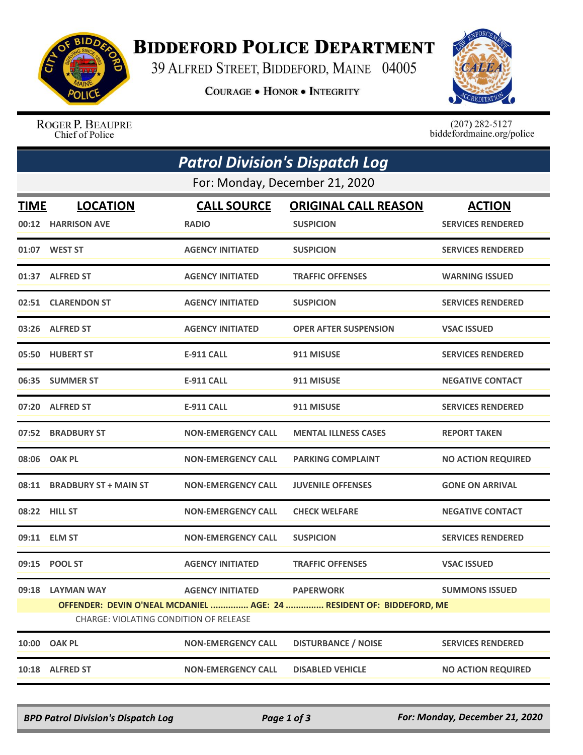# Biddeford Police Department

39 Alfred Street, Biddeford, Maine 04005

**Courage • Honor • Integrity**

Roger P. Beaupre
Chief of Police

(207) 282-5127
biddefordmaine.org/police

## *Patrol Division's Dispatch Log*

For: Monday, December 21, 2020

| TIME | LOCATION | CALL SOURCE | ORIGINAL CALL REASON | ACTION |
|---|---|---|---|---|
| 00:12 | HARRISON AVE | RADIO | SUSPICION | SERVICES RENDERED |
| 01:07 | WEST ST | AGENCY INITIATED | SUSPICION | SERVICES RENDERED |
| 01:37 | ALFRED ST | AGENCY INITIATED | TRAFFIC OFFENSES | WARNING ISSUED |
| 02:51 | CLARENDON ST | AGENCY INITIATED | SUSPICION | SERVICES RENDERED |
| 03:26 | ALFRED ST | AGENCY INITIATED | OPER AFTER SUSPENSION | VSAC ISSUED |
| 05:50 | HUBERT ST | E-911 CALL | 911 MISUSE | SERVICES RENDERED |
| 06:35 | SUMMER ST | E-911 CALL | 911 MISUSE | NEGATIVE CONTACT |
| 07:20 | ALFRED ST | E-911 CALL | 911 MISUSE | SERVICES RENDERED |
| 07:52 | BRADBURY ST | NON-EMERGENCY CALL | MENTAL ILLNESS CASES | REPORT TAKEN |
| 08:06 | OAK PL | NON-EMERGENCY CALL | PARKING COMPLAINT | NO ACTION REQUIRED |
| 08:11 | BRADBURY ST + MAIN ST | NON-EMERGENCY CALL | JUVENILE OFFENSES | GONE ON ARRIVAL |
| 08:22 | HILL ST | NON-EMERGENCY CALL | CHECK WELFARE | NEGATIVE CONTACT |
| 09:11 | ELM ST | NON-EMERGENCY CALL | SUSPICION | SERVICES RENDERED |
| 09:15 | POOL ST | AGENCY INITIATED | TRAFFIC OFFENSES | VSAC ISSUED |
| 09:18 | LAYMAN WAY | AGENCY INITIATED | PAPERWORK | SUMMONS ISSUED |
| | **OFFENDER: DEVIN O'NEAL MCDANIEL ............... AGE: 24 ............... RESIDENT OF: BIDDEFORD, ME** | | | |
| | CHARGE: VIOLATING CONDITION OF RELEASE | | | |
| 10:00 | OAK PL | NON-EMERGENCY CALL | DISTURBANCE / NOISE | SERVICES RENDERED |
| 10:18 | ALFRED ST | NON-EMERGENCY CALL | DISABLED VEHICLE | NO ACTION REQUIRED |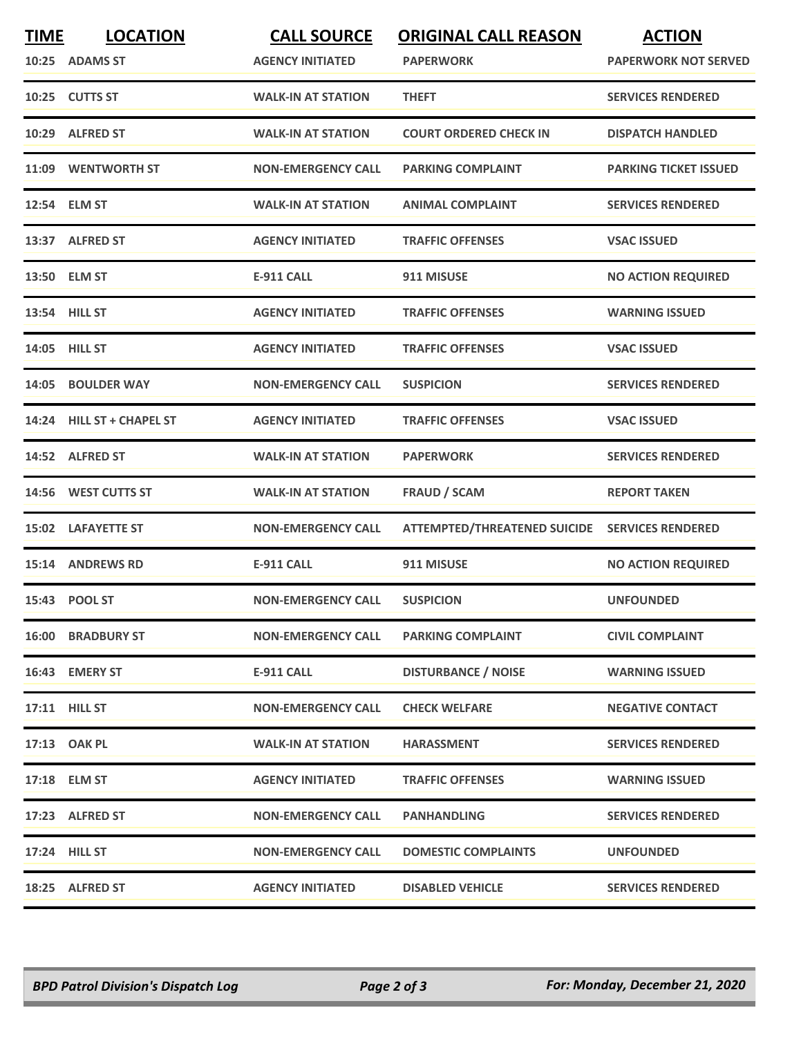| TIME | LOCATION | CALL SOURCE | ORIGINAL CALL REASON | ACTION |
|---|---|---|---|---|
| 10:25 | ADAMS ST | AGENCY INITIATED | PAPERWORK | PAPERWORK NOT SERVED |
| 10:25 | CUTTS ST | WALK-IN AT STATION | THEFT | SERVICES RENDERED |
| 10:29 | ALFRED ST | WALK-IN AT STATION | COURT ORDERED CHECK IN | DISPATCH HANDLED |
| 11:09 | WENTWORTH ST | NON-EMERGENCY CALL | PARKING COMPLAINT | PARKING TICKET ISSUED |
| 12:54 | ELM ST | WALK-IN AT STATION | ANIMAL COMPLAINT | SERVICES RENDERED |
| 13:37 | ALFRED ST | AGENCY INITIATED | TRAFFIC OFFENSES | VSAC ISSUED |
| 13:50 | ELM ST | E-911 CALL | 911 MISUSE | NO ACTION REQUIRED |
| 13:54 | HILL ST | AGENCY INITIATED | TRAFFIC OFFENSES | WARNING ISSUED |
| 14:05 | HILL ST | AGENCY INITIATED | TRAFFIC OFFENSES | VSAC ISSUED |
| 14:05 | BOULDER WAY | NON-EMERGENCY CALL | SUSPICION | SERVICES RENDERED |
| 14:24 | HILL ST + CHAPEL ST | AGENCY INITIATED | TRAFFIC OFFENSES | VSAC ISSUED |
| 14:52 | ALFRED ST | WALK-IN AT STATION | PAPERWORK | SERVICES RENDERED |
| 14:56 | WEST CUTTS ST | WALK-IN AT STATION | FRAUD / SCAM | REPORT TAKEN |
| 15:02 | LAFAYETTE ST | NON-EMERGENCY CALL | ATTEMPTED/THREATENED SUICIDE | SERVICES RENDERED |
| 15:14 | ANDREWS RD | E-911 CALL | 911 MISUSE | NO ACTION REQUIRED |
| 15:43 | POOL ST | NON-EMERGENCY CALL | SUSPICION | UNFOUNDED |
| 16:00 | BRADBURY ST | NON-EMERGENCY CALL | PARKING COMPLAINT | CIVIL COMPLAINT |
| 16:43 | EMERY ST | E-911 CALL | DISTURBANCE / NOISE | WARNING ISSUED |
| 17:11 | HILL ST | NON-EMERGENCY CALL | CHECK WELFARE | NEGATIVE CONTACT |
| 17:13 | OAK PL | WALK-IN AT STATION | HARASSMENT | SERVICES RENDERED |
| 17:18 | ELM ST | AGENCY INITIATED | TRAFFIC OFFENSES | WARNING ISSUED |
| 17:23 | ALFRED ST | NON-EMERGENCY CALL | PANHANDLING | SERVICES RENDERED |
| 17:24 | HILL ST | NON-EMERGENCY CALL | DOMESTIC COMPLAINTS | UNFOUNDED |
| 18:25 | ALFRED ST | AGENCY INITIATED | DISABLED VEHICLE | SERVICES RENDERED |

*BPD Patrol Division's Dispatch Log* | *For: Monday, December 21, 2020*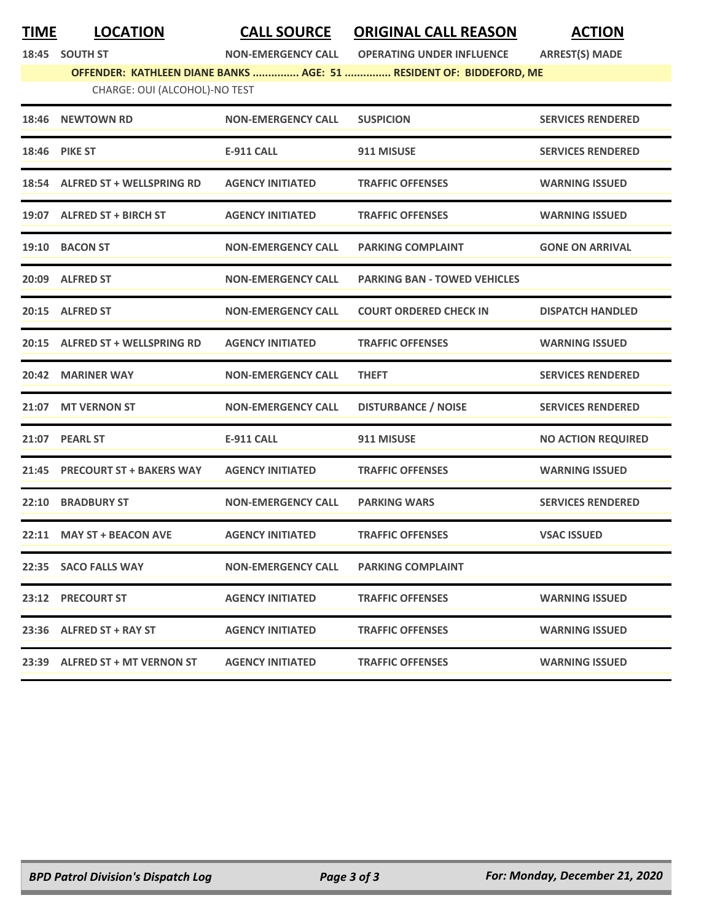| TIME | LOCATION | CALL SOURCE | ORIGINAL CALL REASON | ACTION |
|---|---|---|---|---|
| 18:45 | SOUTH ST | NON-EMERGENCY CALL | OPERATING UNDER INFLUENCE | ARREST(S) MADE |
| OFFENDER: KATHLEEN DIANE BANKS ............... AGE: 51 ............... RESIDENT OF: BIDDEFORD, ME | | | | |
| CHARGE: OUI (ALCOHOL)-NO TEST | | | | |
| 18:46 | NEWTOWN RD | NON-EMERGENCY CALL | SUSPICION | SERVICES RENDERED |
| 18:46 | PIKE ST | E-911 CALL | 911 MISUSE | SERVICES RENDERED |
| 18:54 | ALFRED ST + WELLSPRING RD | AGENCY INITIATED | TRAFFIC OFFENSES | WARNING ISSUED |
| 19:07 | ALFRED ST + BIRCH ST | AGENCY INITIATED | TRAFFIC OFFENSES | WARNING ISSUED |
| 19:10 | BACON ST | NON-EMERGENCY CALL | PARKING COMPLAINT | GONE ON ARRIVAL |
| 20:09 | ALFRED ST | NON-EMERGENCY CALL | PARKING BAN - TOWED VEHICLES | |
| 20:15 | ALFRED ST | NON-EMERGENCY CALL | COURT ORDERED CHECK IN | DISPATCH HANDLED |
| 20:15 | ALFRED ST + WELLSPRING RD | AGENCY INITIATED | TRAFFIC OFFENSES | WARNING ISSUED |
| 20:42 | MARINER WAY | NON-EMERGENCY CALL | THEFT | SERVICES RENDERED |
| 21:07 | MT VERNON ST | NON-EMERGENCY CALL | DISTURBANCE / NOISE | SERVICES RENDERED |
| 21:07 | PEARL ST | E-911 CALL | 911 MISUSE | NO ACTION REQUIRED |
| 21:45 | PRECOURT ST + BAKERS WAY | AGENCY INITIATED | TRAFFIC OFFENSES | WARNING ISSUED |
| 22:10 | BRADBURY ST | NON-EMERGENCY CALL | PARKING WARS | SERVICES RENDERED |
| 22:11 | MAY ST + BEACON AVE | AGENCY INITIATED | TRAFFIC OFFENSES | VSAC ISSUED |
| 22:35 | SACO FALLS WAY | NON-EMERGENCY CALL | PARKING COMPLAINT | |
| 23:12 | PRECOURT ST | AGENCY INITIATED | TRAFFIC OFFENSES | WARNING ISSUED |
| 23:36 | ALFRED ST + RAY ST | AGENCY INITIATED | TRAFFIC OFFENSES | WARNING ISSUED |
| 23:39 | ALFRED ST + MT VERNON ST | AGENCY INITIATED | TRAFFIC OFFENSES | WARNING ISSUED |

*BPD Patrol Division's Dispatch Log* — *For: Monday, December 21, 2020*